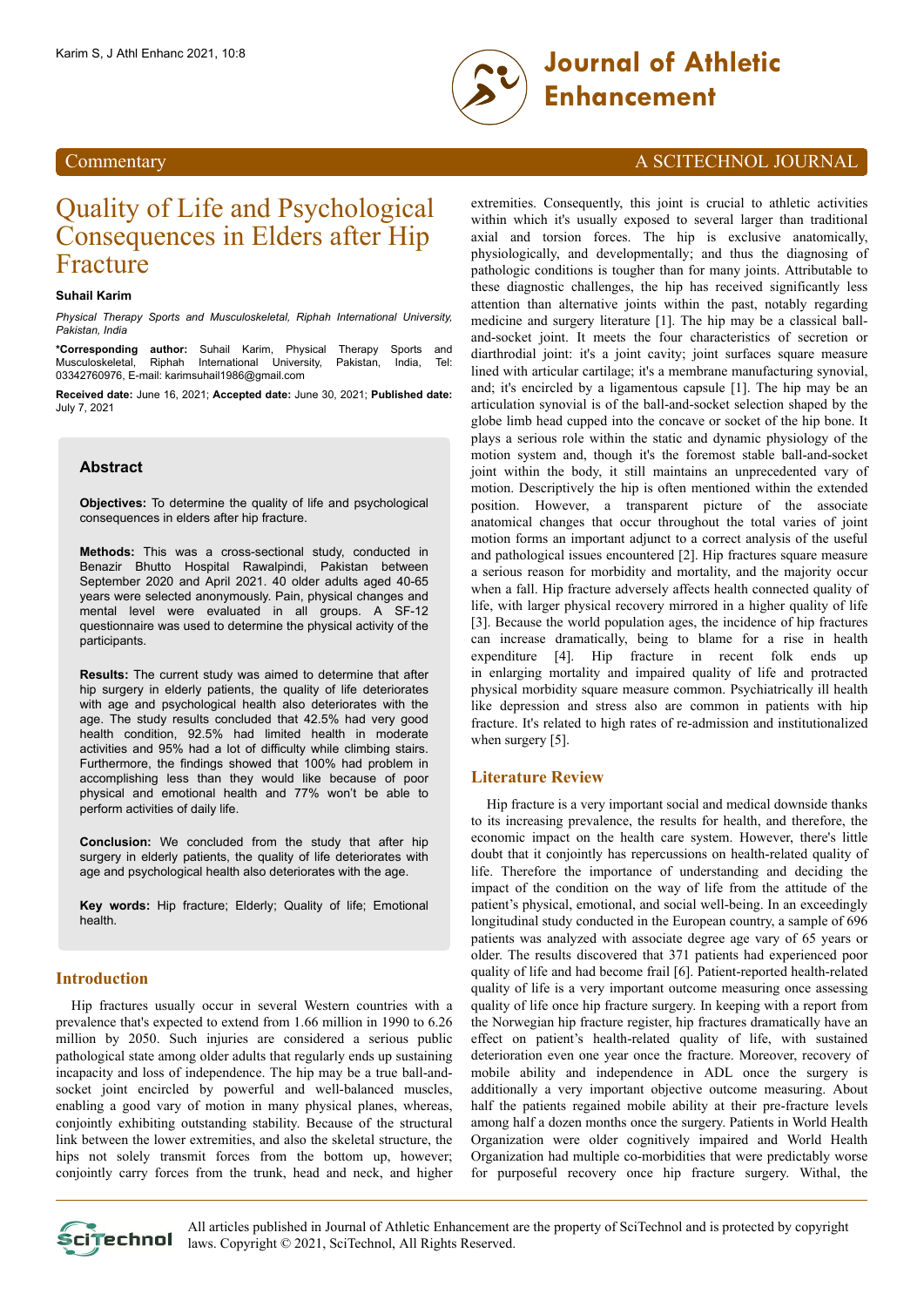Commentary

A SCITECHNOL JOURNAL

# Quality of Life and Psychological Consequences in Elders after Hip Fracture

**Suhail Karim**

*Physical Therapy Sports and Musculoskeletal, Riphah International University, Pakistan, India*

**\*Corresponding author:** Suhail Karim, Physical Therapy Sports and Musculoskeletal, Riphah International University, Pakistan, India, Tel: 03342760976, E-mail: karimsuhail1986@gmail.com

**Received date:** June 16, 2021; **Accepted date:** June 30, 2021; **Published date:** July 7, 2021

## Abstract

**Objectives:** To determine the quality of life and psychological consequences in elders after hip fracture.

**Methods:** This was a cross-sectional study, conducted in Benazir Bhutto Hospital Rawalpindi, Pakistan between September 2020 and April 2021. 40 older adults aged 40-65 years were selected anonymously. Pain, physical changes and mental level were evaluated in all groups. A SF-12 questionnaire was used to determine the physical activity of the participants.

**Results:** The current study was aimed to determine that after hip surgery in elderly patients, the quality of life deteriorates with age and psychological health also deteriorates with the age. The study results concluded that 42.5% had very good health condition, 92.5% had limited health in moderate activities and 95% had a lot of difficulty while climbing stairs. Furthermore, the findings showed that 100% had problem in accomplishing less than they would like because of poor physical and emotional health and 77% won't be able to perform activities of daily life.

**Conclusion:** We concluded from the study that after hip surgery in elderly patients, the quality of life deteriorates with age and psychological health also deteriorates with the age.

**Key words:** Hip fracture; Elderly; Quality of life; Emotional health.

## Introduction

Hip fractures usually occur in several Western countries with a prevalence that's expected to extend from 1.66 million in 1990 to 6.26 million by 2050. Such injuries are considered a serious public pathological state among older adults that regularly ends up sustaining incapacity and loss of independence. The hip may be a true ball-and-socket joint encircled by powerful and well-balanced muscles, enabling a good vary of motion in many physical planes, whereas, conjointly exhibiting outstanding stability. Because of the structural link between the lower extremities, and also the skeletal structure, the hips not solely transmit forces from the bottom up, however; conjointly carry forces from the trunk, head and neck, and higher extremities. Consequently, this joint is crucial to athletic activities within which it's usually exposed to several larger than traditional axial and torsion forces. The hip is exclusive anatomically, physiologically, and developmentally; and thus the diagnosing of pathologic conditions is tougher than for many joints. Attributable to these diagnostic challenges, the hip has received significantly less attention than alternative joints within the past, notably regarding medicine and surgery literature [1]. The hip may be a classical ball-and-socket joint. It meets the four characteristics of secretion or diarthrodial joint: it's a joint cavity; joint surfaces square measure lined with articular cartilage; it's a membrane manufacturing synovial, and; it's encircled by a ligamentous capsule [1]. The hip may be an articulation synovial is of the ball-and-socket selection shaped by the globe limb head cupped into the concave or socket of the hip bone. It plays a serious role within the static and dynamic physiology of the motion system and, though it's the foremost stable ball-and-socket joint within the body, it still maintains an unprecedented vary of motion. Descriptively the hip is often mentioned within the extended position. However, a transparent picture of the associate anatomical changes that occur throughout the total varies of joint motion forms an important adjunct to a correct analysis of the useful and pathological issues encountered [2]. Hip fractures square measure a serious reason for morbidity and mortality, and the majority occur when a fall. Hip fracture adversely affects health connected quality of life, with larger physical recovery mirrored in a higher quality of life [3]. Because the world population ages, the incidence of hip fractures can increase dramatically, being to blame for a rise in health expenditure [4]. Hip fracture in recent folk ends up in enlarging mortality and impaired quality of life and protracted physical morbidity square measure common. Psychiatrically ill health like depression and stress also are common in patients with hip fracture. It's related to high rates of re-admission and institutionalized when surgery [5].

## Literature Review

Hip fracture is a very important social and medical downside thanks to its increasing prevalence, the results for health, and therefore, the economic impact on the health care system. However, there's little doubt that it conjointly has repercussions on health-related quality of life. Therefore the importance of understanding and deciding the impact of the condition on the way of life from the attitude of the patient's physical, emotional, and social well-being. In an exceedingly longitudinal study conducted in the European country, a sample of 696 patients was analyzed with associate degree age vary of 65 years or older. The results discovered that 371 patients had experienced poor quality of life and had become frail [6]. Patient-reported health-related quality of life is a very important outcome measuring once assessing quality of life once hip fracture surgery. In keeping with a report from the Norwegian hip fracture register, hip fractures dramatically have an effect on patient's health-related quality of life, with sustained deterioration even one year once the fracture. Moreover, recovery of mobile ability and independence in ADL once the surgery is additionally a very important objective outcome measuring. About half the patients regained mobile ability at their pre-fracture levels among half a dozen months once the surgery. Patients in World Health Organization were older cognitively impaired and World Health Organization had multiple co-morbidities that were predictably worse for purposeful recovery once hip fracture surgery. Withal, the

All articles published in Journal of Athletic Enhancement are the property of SciTechnol and is protected by copyright laws. Copyright © 2021, SciTechnol, All Rights Reserved.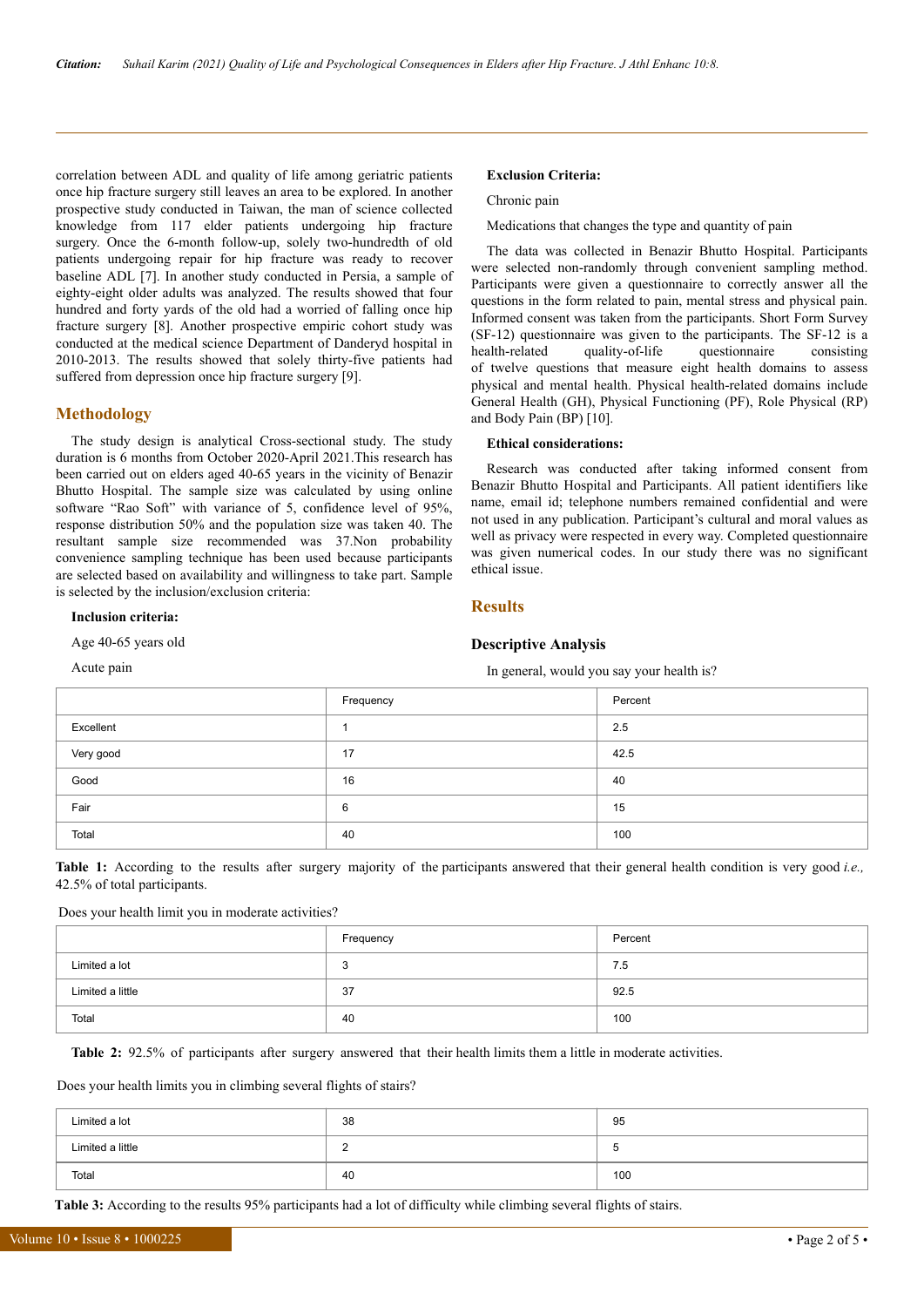correlation between ADL and quality of life among geriatric patients once hip fracture surgery still leaves an area to be explored. In another prospective study conducted in Taiwan, the man of science collected knowledge from 117 elder patients undergoing hip fracture surgery. Once the 6-month follow-up, solely two-hundredth of old patients undergoing repair for hip fracture was ready to recover baseline ADL [7]. In another study conducted in Persia, a sample of eighty-eight older adults was analyzed. The results showed that four hundred and forty yards of the old had a worried of falling once hip fracture surgery [8]. Another prospective empiric cohort study was conducted at the medical science Department of Danderyd hospital in 2010-2013. The results showed that solely thirty-five patients had suffered from depression once hip fracture surgery [9].

## Methodology

The study design is analytical Cross-sectional study. The study duration is 6 months from October 2020-April 2021.This research has been carried out on elders aged 40-65 years in the vicinity of Benazir Bhutto Hospital. The sample size was calculated by using online software "Rao Soft" with variance of 5, confidence level of 95%, response distribution 50% and the population size was taken 40. The resultant sample size recommended was 37.Non probability convenience sampling technique has been used because participants are selected based on availability and willingness to take part. Sample is selected by the inclusion/exclusion criteria:

**Inclusion criteria:**

Age 40-65 years old

Acute pain

**Exclusion Criteria:**

Chronic pain

Medications that changes the type and quantity of pain

The data was collected in Benazir Bhutto Hospital. Participants were selected non-randomly through convenient sampling method. Participants were given a questionnaire to correctly answer all the questions in the form related to pain, mental stress and physical pain. Informed consent was taken from the participants. Short Form Survey (SF-12) questionnaire was given to the participants. The SF-12 is a health-related quality-of-life questionnaire consisting of twelve questions that measure eight health domains to assess physical and mental health. Physical health-related domains include General Health (GH), Physical Functioning (PF), Role Physical (RP) and Body Pain (BP) [10].

**Ethical considerations:**

Research was conducted after taking informed consent from Benazir Bhutto Hospital and Participants. All patient identifiers like name, email id; telephone numbers remained confidential and were not used in any publication. Participant's cultural and moral values as well as privacy were respected in every way. Completed questionnaire was given numerical codes. In our study there was no significant ethical issue.

## Results

### Descriptive Analysis

In general, would you say your health is?

| | Frequency | Percent |
|---|---|---|
| Excellent | 1 | 2.5 |
| Very good | 17 | 42.5 |
| Good | 16 | 40 |
| Fair | 6 | 15 |
| Total | 40 | 100 |

**Table 1:** According to the results after surgery majority of the participants answered that their general health condition is very good *i.e.,* 42.5% of total participants.

Does your health limit you in moderate activities?

| | Frequency | Percent |
|---|---|---|
| Limited a lot | 3 | 7.5 |
| Limited a little | 37 | 92.5 |
| Total | 40 | 100 |

**Table 2:** 92.5% of participants after surgery answered that their health limits them a little in moderate activities.

Does your health limits you in climbing several flights of stairs?

| | | |
|---|---|---|
| Limited a lot | 38 | 95 |
| Limited a little | 2 | 5 |
| Total | 40 | 100 |

**Table 3:** According to the results 95% participants had a lot of difficulty while climbing several flights of stairs.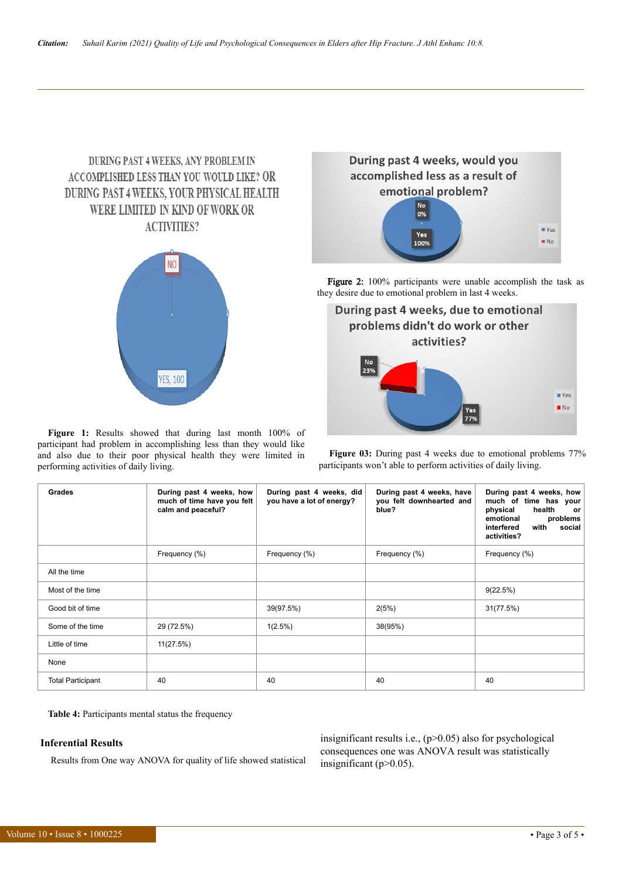DURING PAST 4 WEEKS, ANY PROBLEM IN ACCOMPLISHED LESS THAN YOU WOULD LIKE? OR DURING PAST 4 WEEKS, YOUR PHYSICAL HEALTH WERE LIMITED IN KIND OF WORK OR ACTIVITIES?

NO

YES, 100

**Figure 1:** Results showed that during last month 100% of participant had problem in accomplishing less than they would like and also due to their poor physical health they were limited in performing activities of daily living.

During past 4 weeks, would you accomplished less as a result of emotional problem?

No 0%

Yes 100%

Yes
No

**Figure 2:** 100% participants were unable accomplish the task as they desire due to emotional problem in last 4 weeks.

During past 4 weeks, due to emotional problems didn't do work or other activities?

No 23%

Yes 77%

Yes
No

**Figure 03:** During past 4 weeks due to emotional problems 77% participants won't able to perform activities of daily living.

| Grades | During past 4 weeks, how much of time have you felt calm and peaceful? | During past 4 weeks, did you have a lot of energy? | During past 4 weeks, have you felt downhearted and blue? | During past 4 weeks, how much of time has your physical health or emotional problems interfered with social activities? |
|---|---|---|---|---|
| | Frequency (%) | Frequency (%) | Frequency (%) | Frequency (%) |
| All the time | | | | |
| Most of the time | | | | 9(22.5%) |
| Good bit of time | | 39(97.5%) | 2(5%) | 31(77.5%) |
| Some of the time | 29 (72.5%) | 1(2.5%) | 38(95%) | |
| Little of time | 11(27.5%) | | | |
| None | | | | |
| Total Participant | 40 | 40 | 40 | 40 |

**Table 4:** Participants mental status the frequency

## Inferential Results

Results from One way ANOVA for quality of life showed statistical insignificant results i.e., ($p>0.05$) also for psychological consequences one was ANOVA result was statistically insignificant ($p>0.05$).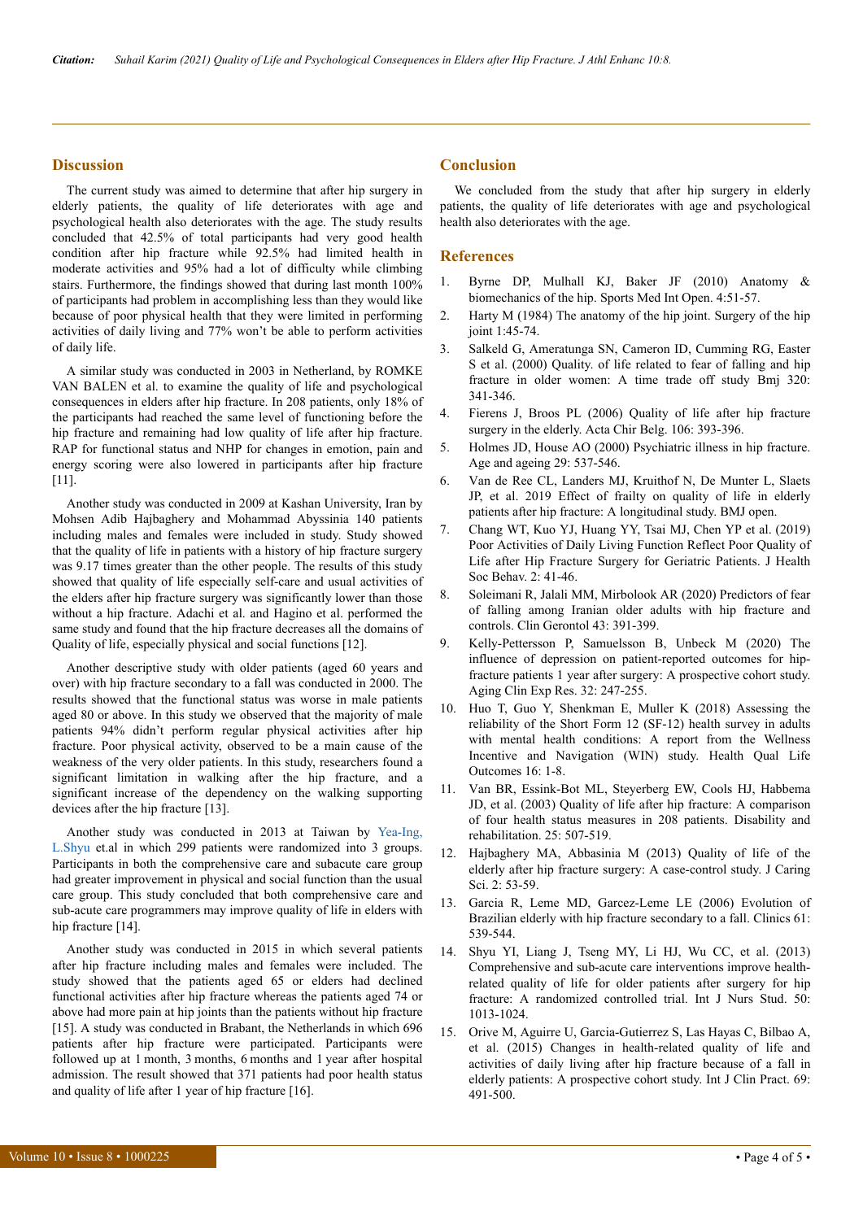## Discussion

The current study was aimed to determine that after hip surgery in elderly patients, the quality of life deteriorates with age and psychological health also deteriorates with the age. The study results concluded that 42.5% of total participants had very good health condition after hip fracture while 92.5% had limited health in moderate activities and 95% had a lot of difficulty while climbing stairs. Furthermore, the findings showed that during last month 100% of participants had problem in accomplishing less than they would like because of poor physical health that they were limited in performing activities of daily living and 77% won't be able to perform activities of daily life.

A similar study was conducted in 2003 in Netherland, by ROMKE VAN BALEN et al. to examine the quality of life and psychological consequences in elders after hip fracture. In 208 patients, only 18% of the participants had reached the same level of functioning before the hip fracture and remaining had low quality of life after hip fracture. RAP for functional status and NHP for changes in emotion, pain and energy scoring were also lowered in participants after hip fracture [11].

Another study was conducted in 2009 at Kashan University, Iran by Mohsen Adib Hajbaghery and Mohammad Abyssinia 140 patients including males and females were included in study. Study showed that the quality of life in patients with a history of hip fracture surgery was 9.17 times greater than the other people. The results of this study showed that quality of life especially self-care and usual activities of the elders after hip fracture surgery was significantly lower than those without a hip fracture. Adachi et al. and Hagino et al. performed the same study and found that the hip fracture decreases all the domains of Quality of life, especially physical and social functions [12].

Another descriptive study with older patients (aged 60 years and over) with hip fracture secondary to a fall was conducted in 2000. The results showed that the functional status was worse in male patients aged 80 or above. In this study we observed that the majority of male patients 94% didn't perform regular physical activities after hip fracture. Poor physical activity, observed to be a main cause of the weakness of the very older patients. In this study, researchers found a significant limitation in walking after the hip fracture, and a significant increase of the dependency on the walking supporting devices after the hip fracture [13].

Another study was conducted in 2013 at Taiwan by Yea-Ing, L.Shyu et.al in which 299 patients were randomized into 3 groups. Participants in both the comprehensive care and subacute care group had greater improvement in physical and social function than the usual care group. This study concluded that both comprehensive care and sub-acute care programmers may improve quality of life in elders with hip fracture [14].

Another study was conducted in 2015 in which several patients after hip fracture including males and females were included. The study showed that the patients aged 65 or elders had declined functional activities after hip fracture whereas the patients aged 74 or above had more pain at hip joints than the patients without hip fracture [15]. A study was conducted in Brabant, the Netherlands in which 696 patients after hip fracture were participated. Participants were followed up at 1 month, 3 months, 6 months and 1 year after hospital admission. The result showed that 371 patients had poor health status and quality of life after 1 year of hip fracture [16].

## Conclusion

We concluded from the study that after hip surgery in elderly patients, the quality of life deteriorates with age and psychological health also deteriorates with the age.

## References

1. Byrne DP, Mulhall KJ, Baker JF (2010) Anatomy & biomechanics of the hip. Sports Med Int Open. 4:51-57.
2. Harty M (1984) The anatomy of the hip joint. Surgery of the hip joint 1:45-74.
3. Salkeld G, Ameratunga SN, Cameron ID, Cumming RG, Easter S et al. (2000) Quality. of life related to fear of falling and hip fracture in older women: A time trade off study Bmj 320: 341-346.
4. Fierens J, Broos PL (2006) Quality of life after hip fracture surgery in the elderly. Acta Chir Belg. 106: 393-396.
5. Holmes JD, House AO (2000) Psychiatric illness in hip fracture. Age and ageing 29: 537-546.
6. Van de Ree CL, Landers MJ, Kruithof N, De Munter L, Slaets JP, et al. 2019 Effect of frailty on quality of life in elderly patients after hip fracture: A longitudinal study. BMJ open.
7. Chang WT, Kuo YJ, Huang YY, Tsai MJ, Chen YP et al. (2019) Poor Activities of Daily Living Function Reflect Poor Quality of Life after Hip Fracture Surgery for Geriatric Patients. J Health Soc Behav. 2: 41-46.
8. Soleimani R, Jalali MM, Mirbolook AR (2020) Predictors of fear of falling among Iranian older adults with hip fracture and controls. Clin Gerontol 43: 391-399.
9. Kelly-Pettersson P, Samuelsson B, Unbeck M (2020) The influence of depression on patient-reported outcomes for hip-fracture patients 1 year after surgery: A prospective cohort study. Aging Clin Exp Res. 32: 247-255.
10. Huo T, Guo Y, Shenkman E, Muller K (2018) Assessing the reliability of the Short Form 12 (SF-12) health survey in adults with mental health conditions: A report from the Wellness Incentive and Navigation (WIN) study. Health Qual Life Outcomes 16: 1-8.
11. Van BR, Essink-Bot ML, Steyerberg EW, Cools HJ, Habbema JD, et al. (2003) Quality of life after hip fracture: A comparison of four health status measures in 208 patients. Disability and rehabilitation. 25: 507-519.
12. Hajbaghery MA, Abbasinia M (2013) Quality of life of the elderly after hip fracture surgery: A case-control study. J Caring Sci. 2: 53-59.
13. Garcia R, Leme MD, Garcez-Leme LE (2006) Evolution of Brazilian elderly with hip fracture secondary to a fall. Clinics 61: 539-544.
14. Shyu YI, Liang J, Tseng MY, Li HJ, Wu CC, et al. (2013) Comprehensive and sub-acute care interventions improve health-related quality of life for older patients after surgery for hip fracture: A randomized controlled trial. Int J Nurs Stud. 50: 1013-1024.
15. Orive M, Aguirre U, Garcia-Gutierrez S, Las Hayas C, Bilbao A, et al. (2015) Changes in health-related quality of life and activities of daily living after hip fracture because of a fall in elderly patients: A prospective cohort study. Int J Clin Pract. 69: 491-500.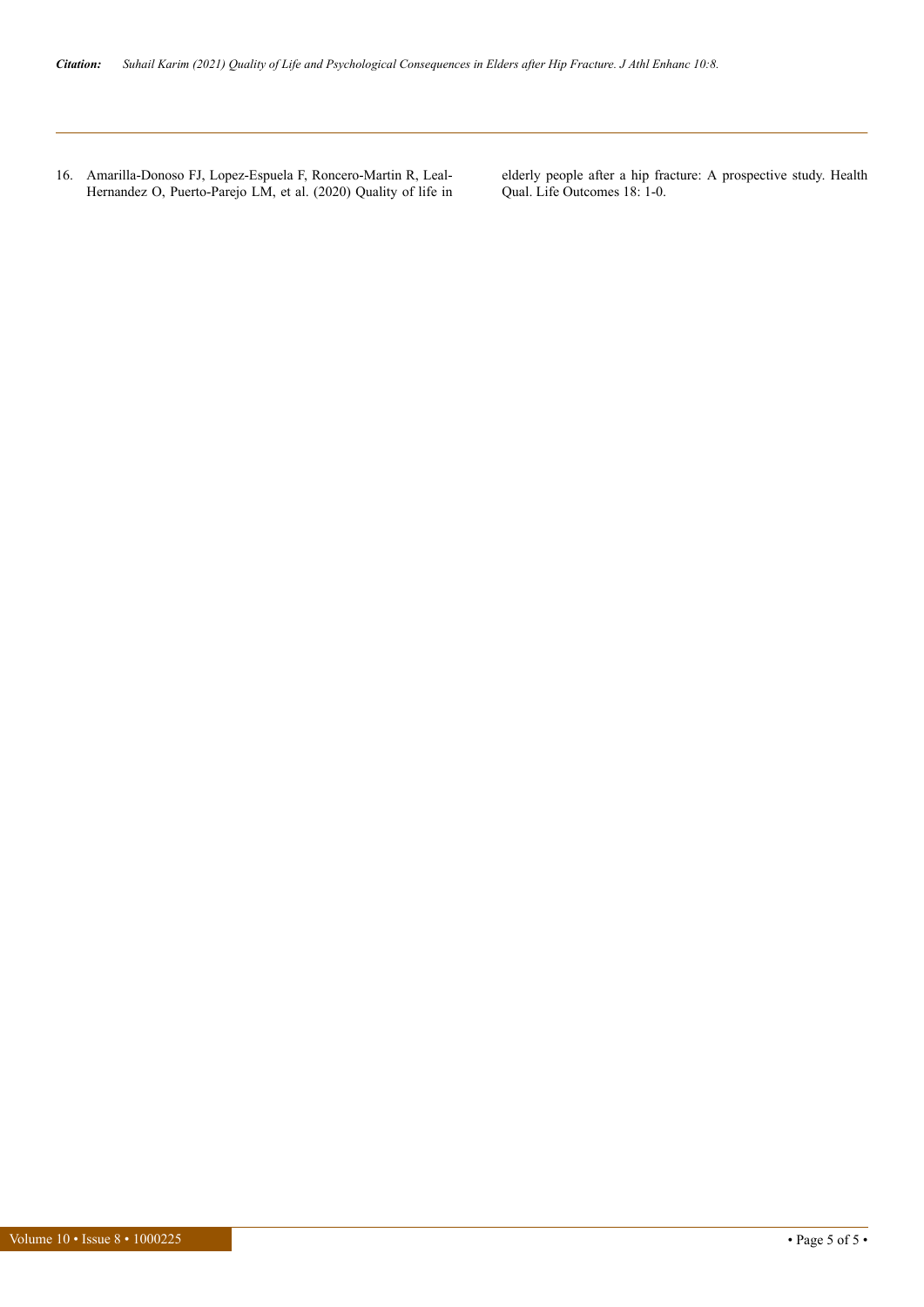16. Amarilla-Donoso FJ, Lopez-Espuela F, Roncero-Martin R, Leal-Hernandez O, Puerto-Parejo LM, et al. (2020) Quality of life in elderly people after a hip fracture: A prospective study. Health Qual. Life Outcomes 18: 1-0.